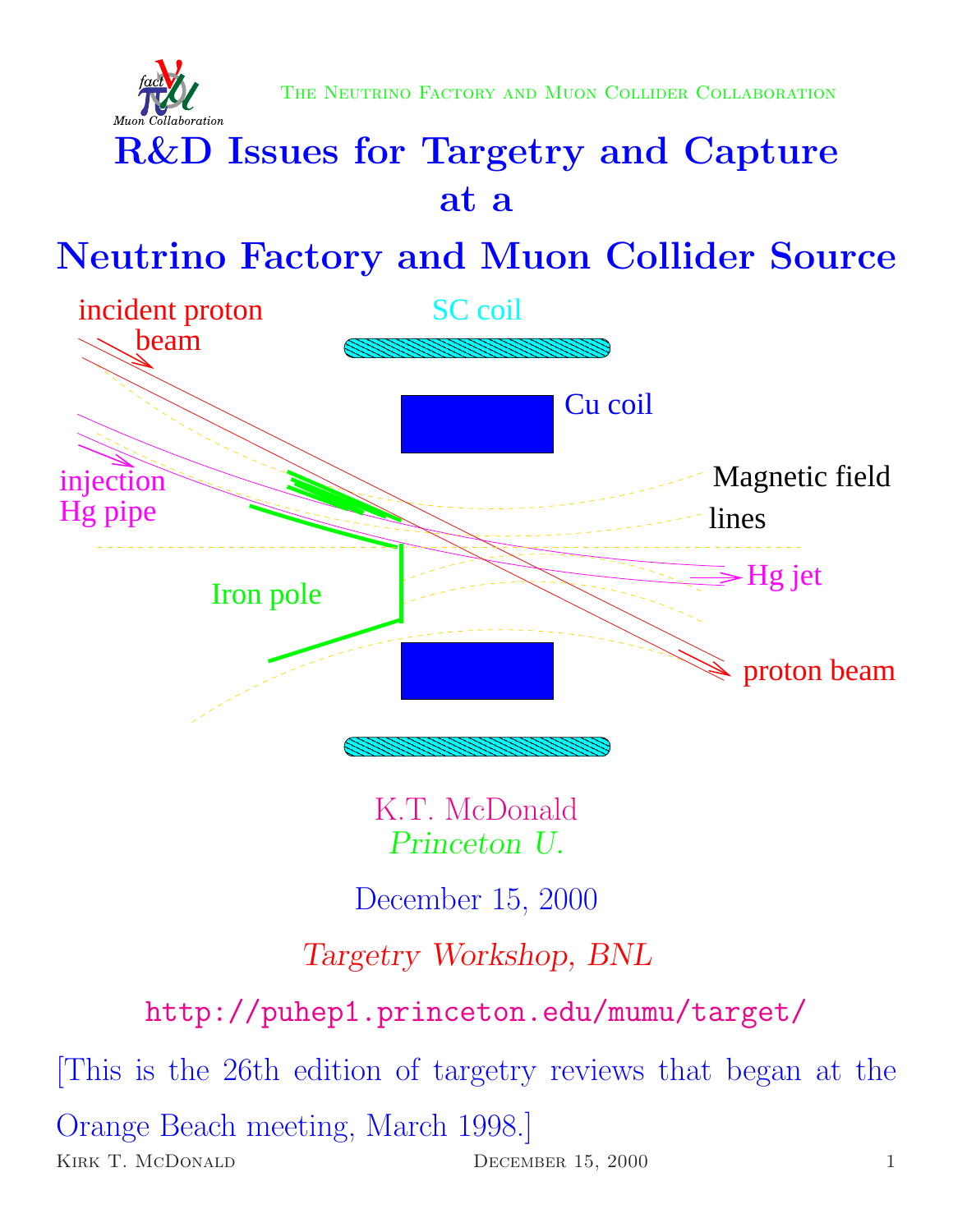The Neutrino Factory and Muon Collider Collaboration

# R&D Issues for Targetry and Capture at a Neutrino Factory and Muon Collider Source

incident proton beam

SC coil

Cu coil

Magnetic field lines

injection Hg pipe

Hg jet

Iron pole

proton beam

K.T. McDonald

*Princeton U.*

December 15, 2000

*Targetry Workshop, BNL*

`http://puhep1.princeton.edu/mumu/target/`

[This is the 26th edition of targetry reviews that began at the Orange Beach meeting, March 1998.]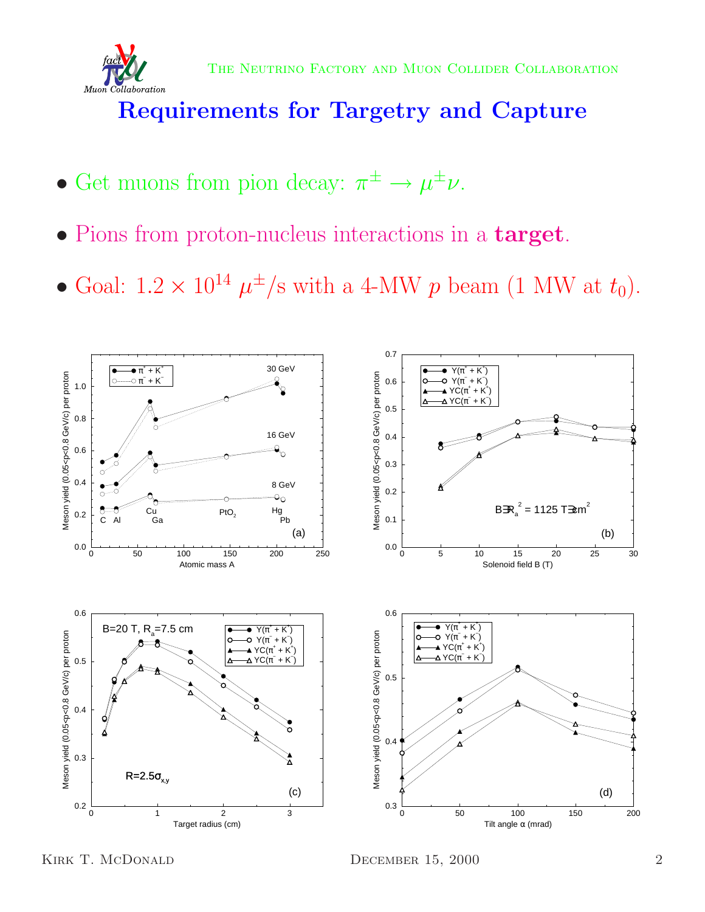# Requirements for Targetry and Capture

- Get muons from pion decay: $\pi^{\pm} \rightarrow \mu^{\pm}\nu$.
- Pions from proton-nucleus interactions in a **target**.
- Goal: $1.2 \times 10^{14}$ $\mu^{\pm}$/s with a 4-MW $p$ beam (1 MW at $t_0$).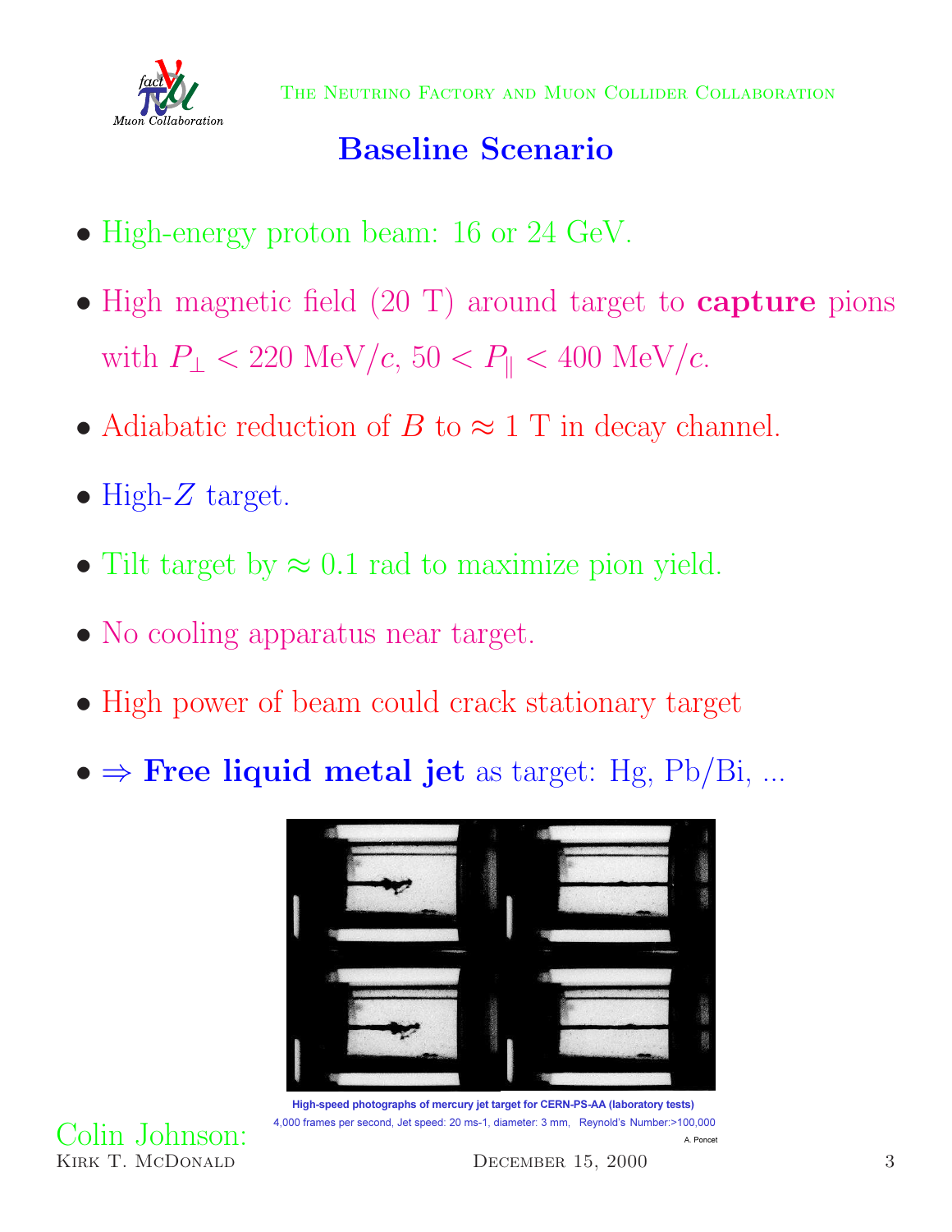## Baseline Scenario

- High-energy proton beam: 16 or 24 GeV.
- High magnetic field (20 T) around target to **capture** pions with $P_\perp < 220$ MeV/$c$, $50 < P_\parallel < 400$ MeV/$c$.
- Adiabatic reduction of $B$ to $\approx 1$ T in decay channel.
- High-$Z$ target.
- Tilt target by $\approx 0.1$ rad to maximize pion yield.
- No cooling apparatus near target.
- High power of beam could crack stationary target
- $\Rightarrow$ **Free liquid metal jet** as target: Hg, Pb/Bi, ...

**High-speed photographs of mercury jet target for CERN-PS-AA (laboratory tests)**

4,000 frames per second, Jet speed: 20 ms-1, diameter: 3 mm, Reynold's Number:>100,000

A. Poncet

Colin Johnson: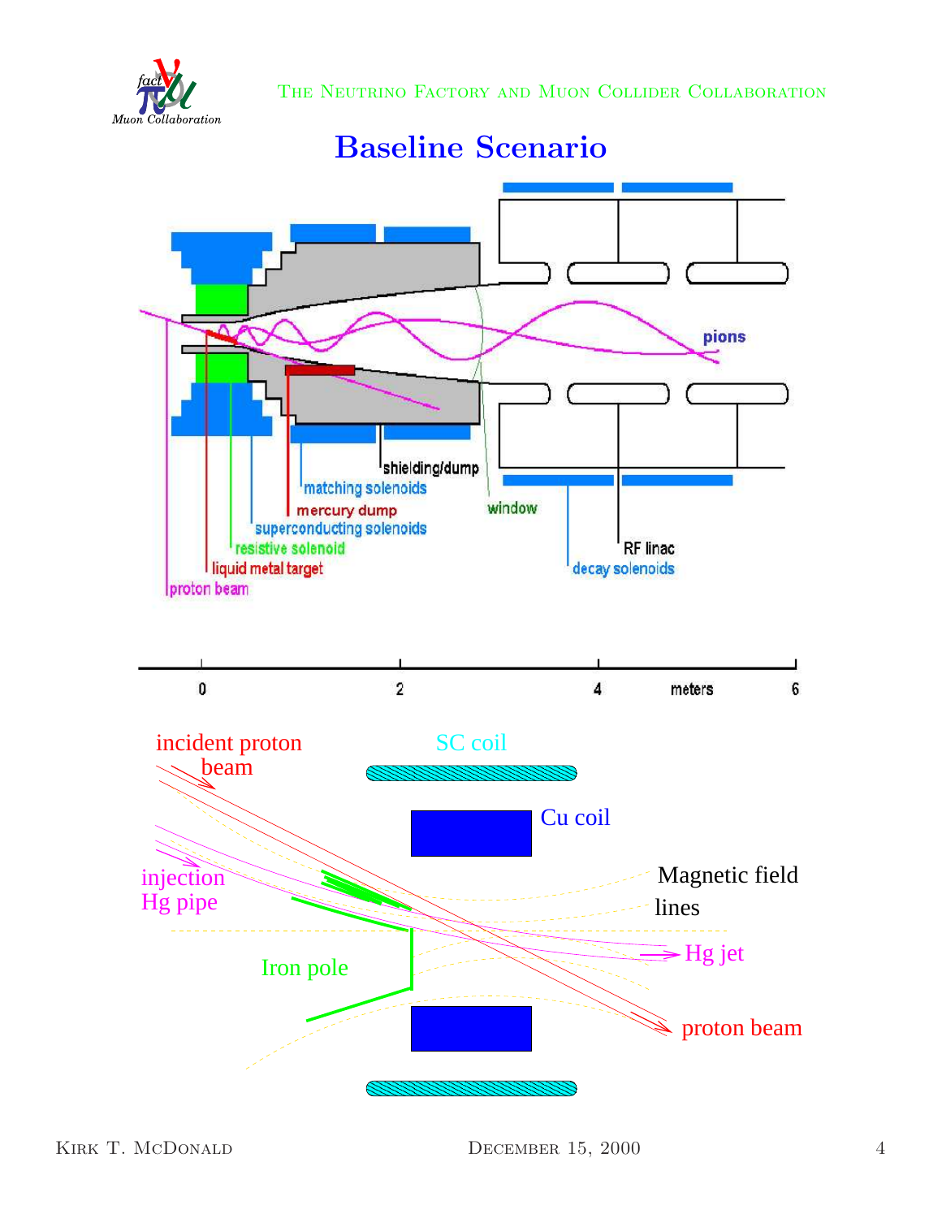# Baseline Scenario

shielding/dump

matching solenoids

mercury dump

superconducting solenoids

resistive solenoid

liquid metal target

proton beam

window

pions

RF linac

decay solenoids

0 2 4 meters 6

incident proton beam

SC coil

Cu coil

injection Hg pipe

Magnetic field lines

Hg jet

Iron pole

proton beam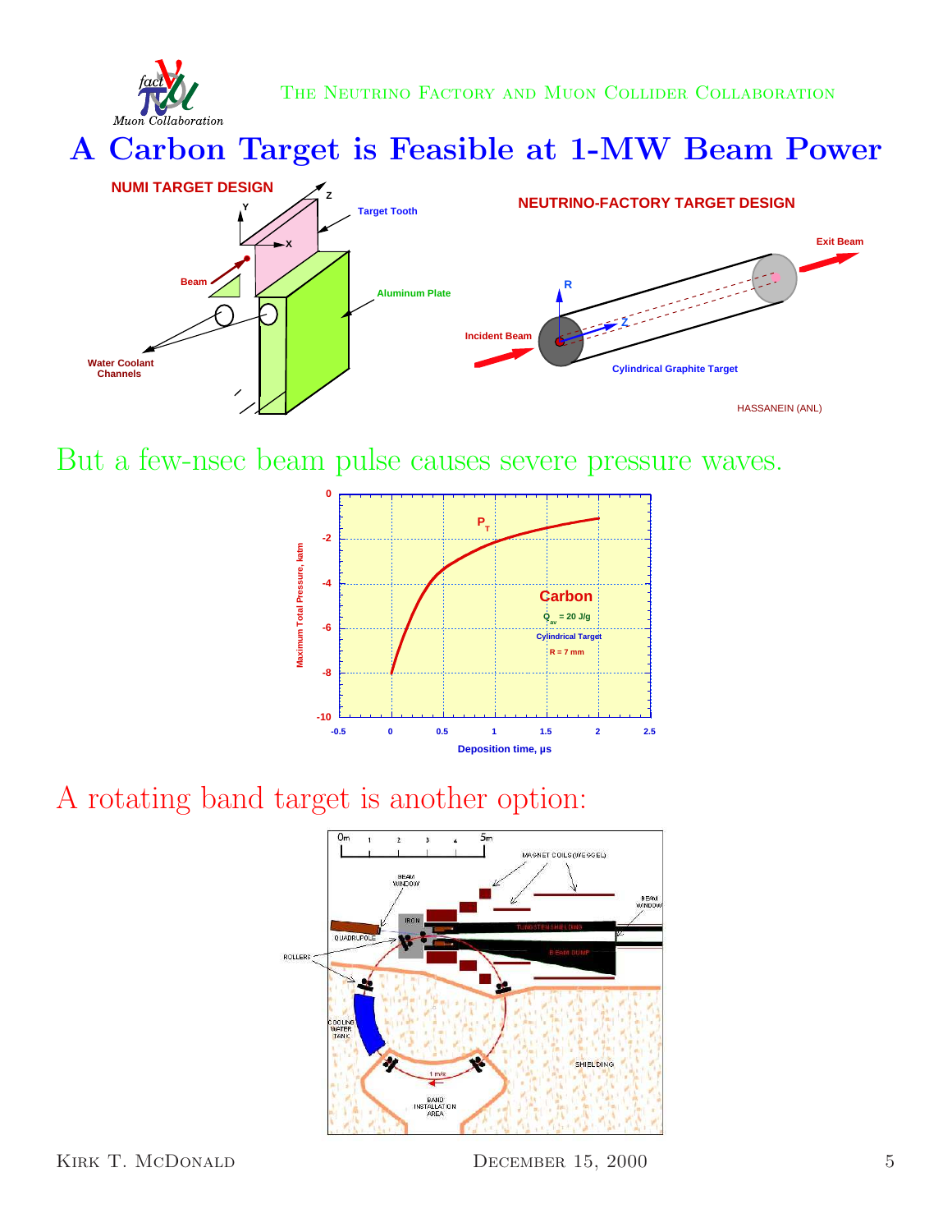# A Carbon Target is Feasible at 1-MW Beam Power

NUMI TARGET DESIGN

NEUTRINO-FACTORY TARGET DESIGN

HASSANEIN (ANL)

But a few-nsec beam pulse causes severe pressure waves.

A rotating band target is another option: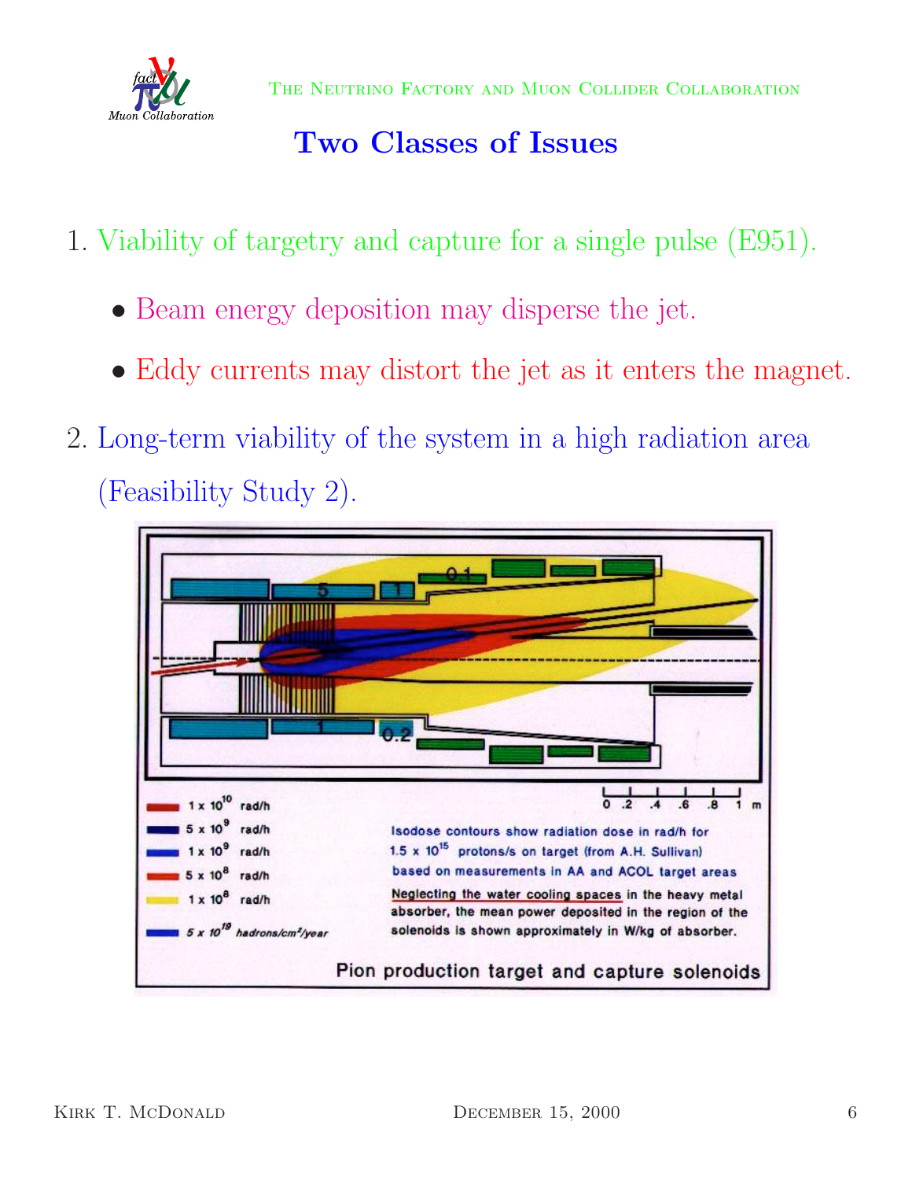## Two Classes of Issues

1. Viability of targetry and capture for a single pulse (E951).
   - Beam energy deposition may disperse the jet.
   - Eddy currents may distort the jet as it enters the magnet.
2. Long-term viability of the system in a high radiation area (Feasibility Study 2).

| | |
|---|---|
| $1 \times 10^{10}$ rad/h | |
| $5 \times 10^{9}$ rad/h | |
| $1 \times 10^{9}$ rad/h | |
| $5 \times 10^{8}$ rad/h | |
| $1 \times 10^{8}$ rad/h | |
| $5 \times 10^{19}$ hadrons/cm$^2$/year | |

Isodose contours show radiation dose in rad/h for $1.5 \times 10^{15}$ protons/s on target (from A.H. Sullivan) based on measurements in AA and ACOL target areas

Neglecting the water cooling spaces in the heavy metal absorber, the mean power deposited in the region of the solenoids is shown approximately in W/kg of absorber.

Pion production target and capture solenoids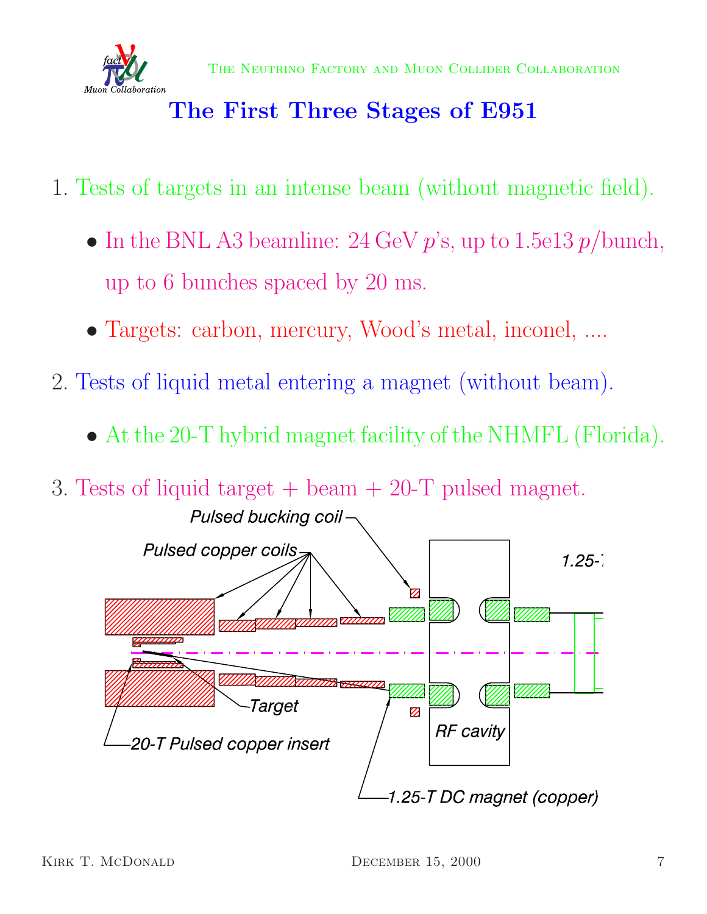# The First Three Stages of E951

1. Tests of targets in an intense beam (without magnetic field).
   - In the BNL A3 beamline: 24 GeV $p$'s, up to 1.5e13 $p$/bunch, up to 6 bunches spaced by 20 ms.
   - Targets: carbon, mercury, Wood's metal, inconel, ....
2. Tests of liquid metal entering a magnet (without beam).
   - At the 20-T hybrid magnet facility of the NHMFL (Florida).
3. Tests of liquid target + beam + 20-T pulsed magnet.

Pulsed bucking coil

Pulsed copper coils

1.25-T

Target

RF cavity

20-T Pulsed copper insert

1.25-T DC magnet (copper)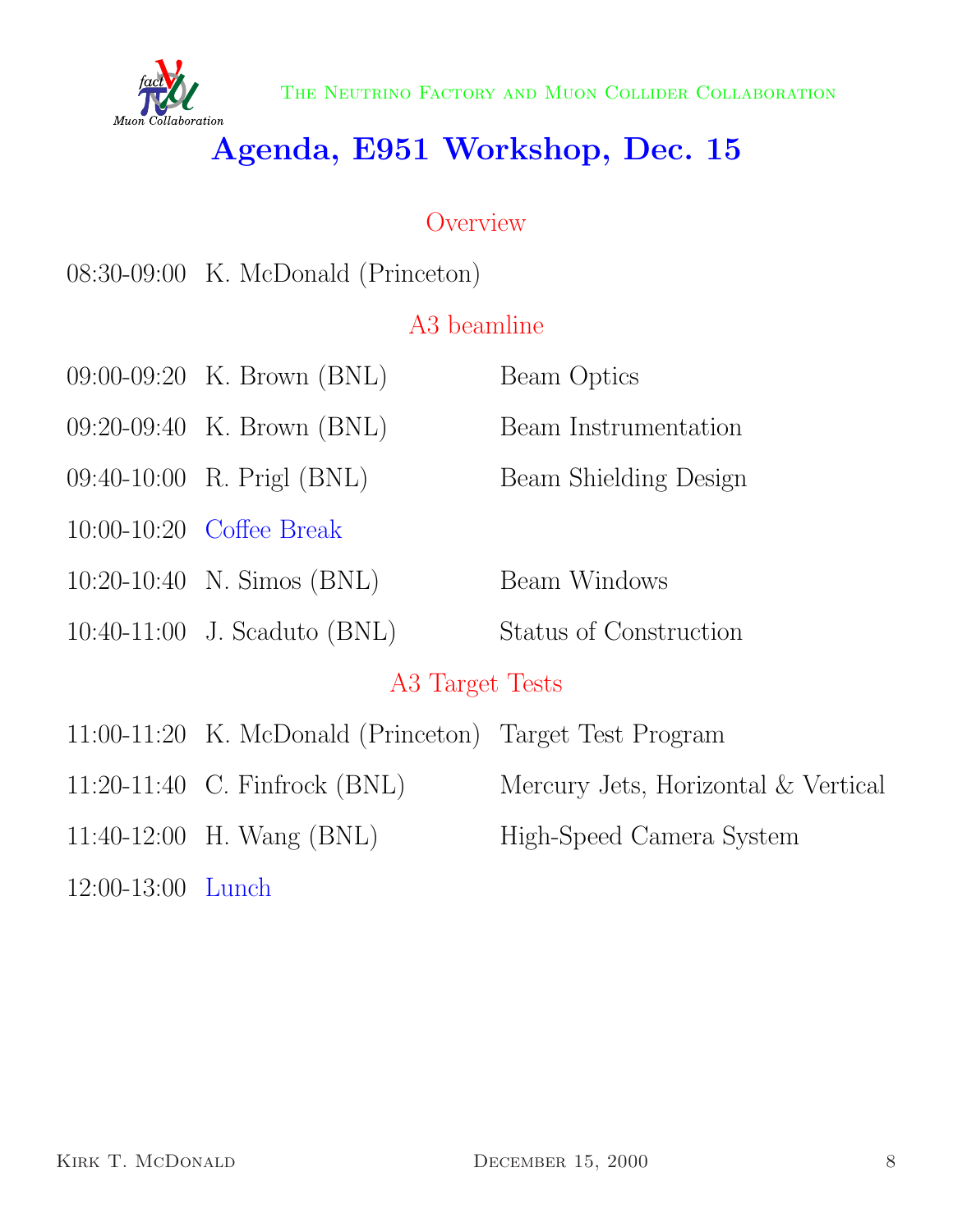# Agenda, E951 Workshop, Dec. 15

## Overview

08:30-09:00 K. McDonald (Princeton)

## A3 beamline

| | | |
|---|---|---|
| 09:00-09:20 | K. Brown (BNL) | Beam Optics |
| 09:20-09:40 | K. Brown (BNL) | Beam Instrumentation |
| 09:40-10:00 | R. Prigl (BNL) | Beam Shielding Design |
| 10:00-10:20 | Coffee Break | |
| 10:20-10:40 | N. Simos (BNL) | Beam Windows |
| 10:40-11:00 | J. Scaduto (BNL) | Status of Construction |

## A3 Target Tests

| | | |
|---|---|---|
| 11:00-11:20 | K. McDonald (Princeton) | Target Test Program |
| 11:20-11:40 | C. Finfrock (BNL) | Mercury Jets, Horizontal & Vertical |
| 11:40-12:00 | H. Wang (BNL) | High-Speed Camera System |
| 12:00-13:00 | Lunch | |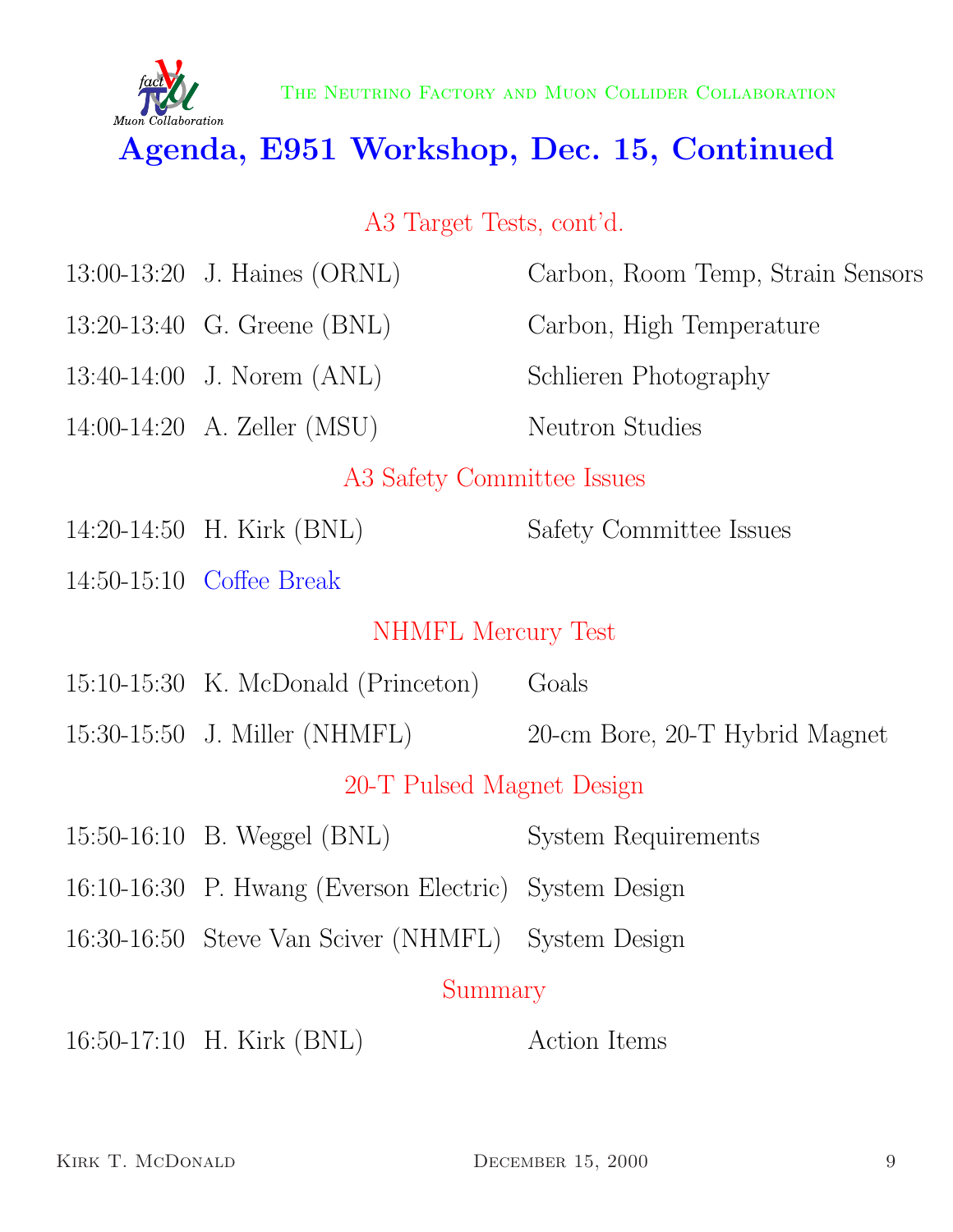# Agenda, E951 Workshop, Dec. 15, Continued

## A3 Target Tests, cont'd.

| Time | Speaker | Topic |
|---|---|---|
| 13:00-13:20 | J. Haines (ORNL) | Carbon, Room Temp, Strain Sensors |
| 13:20-13:40 | G. Greene (BNL) | Carbon, High Temperature |
| 13:40-14:00 | J. Norem (ANL) | Schlieren Photography |
| 14:00-14:20 | A. Zeller (MSU) | Neutron Studies |

## A3 Safety Committee Issues

| Time | Speaker | Topic |
|---|---|---|
| 14:20-14:50 | H. Kirk (BNL) | Safety Committee Issues |
| 14:50-15:10 | Coffee Break | |

## NHMFL Mercury Test

| Time | Speaker | Topic |
|---|---|---|
| 15:10-15:30 | K. McDonald (Princeton) | Goals |
| 15:30-15:50 | J. Miller (NHMFL) | 20-cm Bore, 20-T Hybrid Magnet |

## 20-T Pulsed Magnet Design

| Time | Speaker | Topic |
|---|---|---|
| 15:50-16:10 | B. Weggel (BNL) | System Requirements |
| 16:10-16:30 | P. Hwang (Everson Electric) | System Design |
| 16:30-16:50 | Steve Van Sciver (NHMFL) | System Design |

## Summary

| Time | Speaker | Topic |
|---|---|---|
| 16:50-17:10 | H. Kirk (BNL) | Action Items |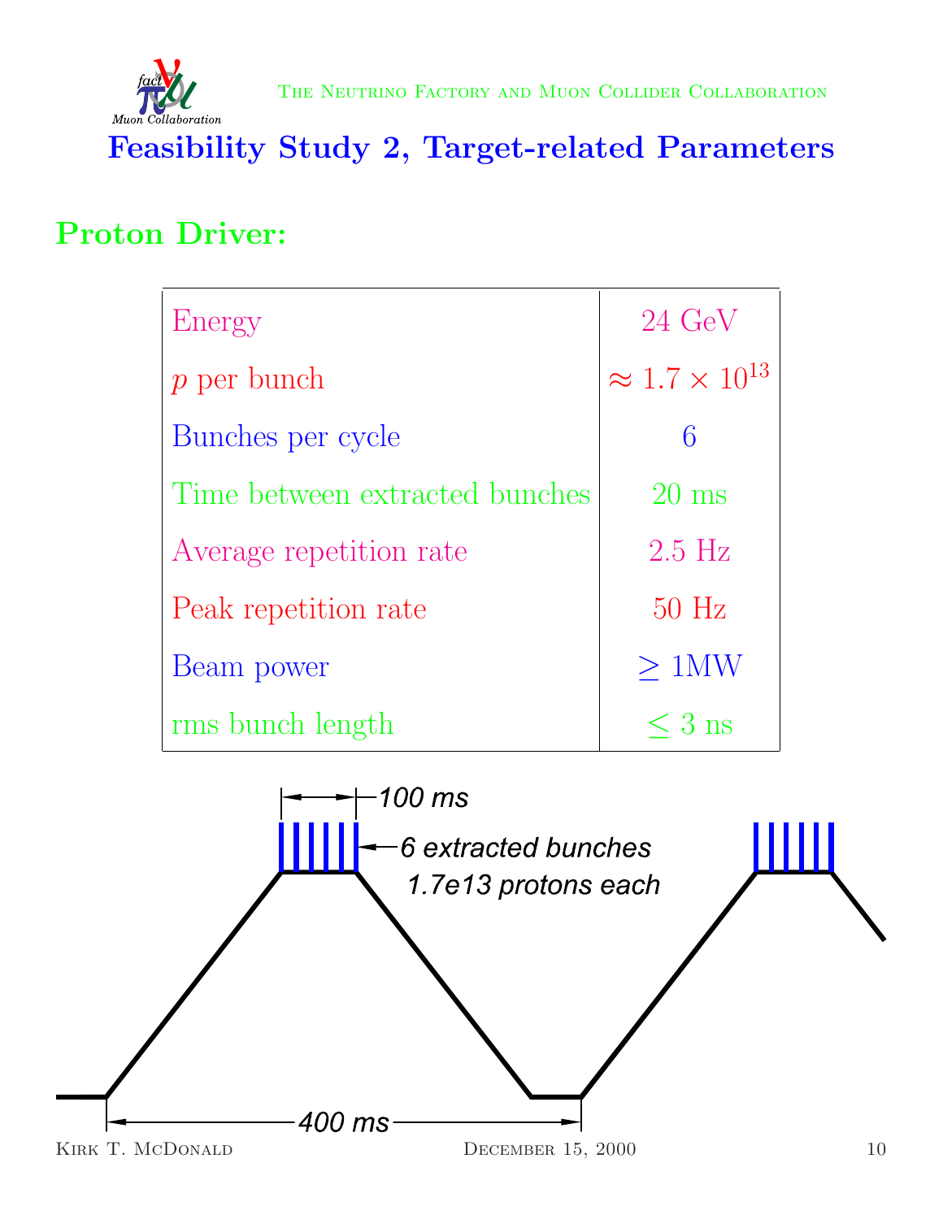# Feasibility Study 2, Target-related Parameters

## Proton Driver:

| | |
|---|---|
| Energy | 24 GeV |
| $p$ per bunch | $\approx 1.7 \times 10^{13}$ |
| Bunches per cycle | 6 |
| Time between extracted bunches | 20 ms |
| Average repetition rate | 2.5 Hz |
| Peak repetition rate | 50 Hz |
| Beam power | $\geq$ 1MW |
| rms bunch length | $\leq$ 3 ns |

100 ms

6 extracted bunches
1.7e13 protons each

400 ms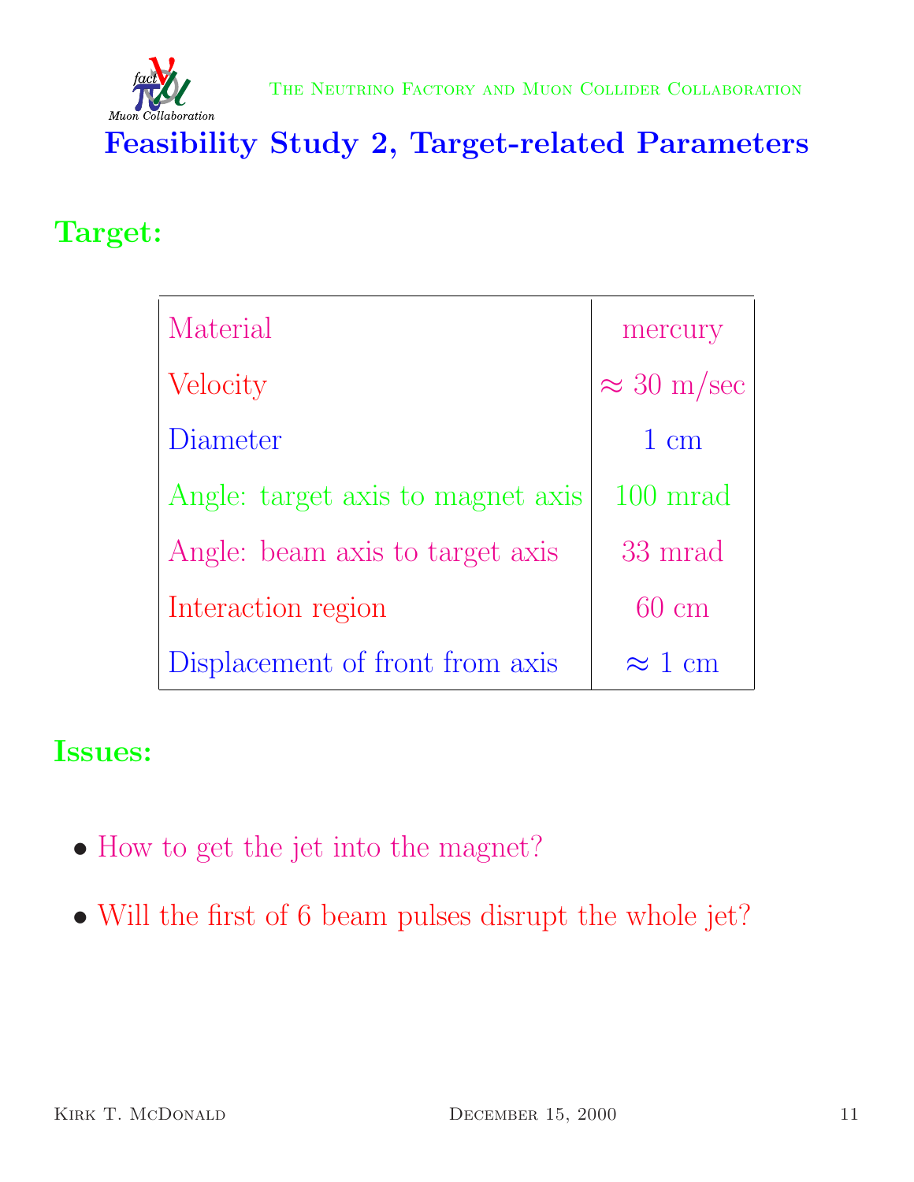# Feasibility Study 2, Target-related Parameters

## Target:

| | |
|---|---|
| Material | mercury |
| Velocity | $\approx 30$ m/sec |
| Diameter | 1 cm |
| Angle: target axis to magnet axis | 100 mrad |
| Angle: beam axis to target axis | 33 mrad |
| Interaction region | 60 cm |
| Displacement of front from axis | $\approx 1$ cm |

## Issues:

- How to get the jet into the magnet?
- Will the first of 6 beam pulses disrupt the whole jet?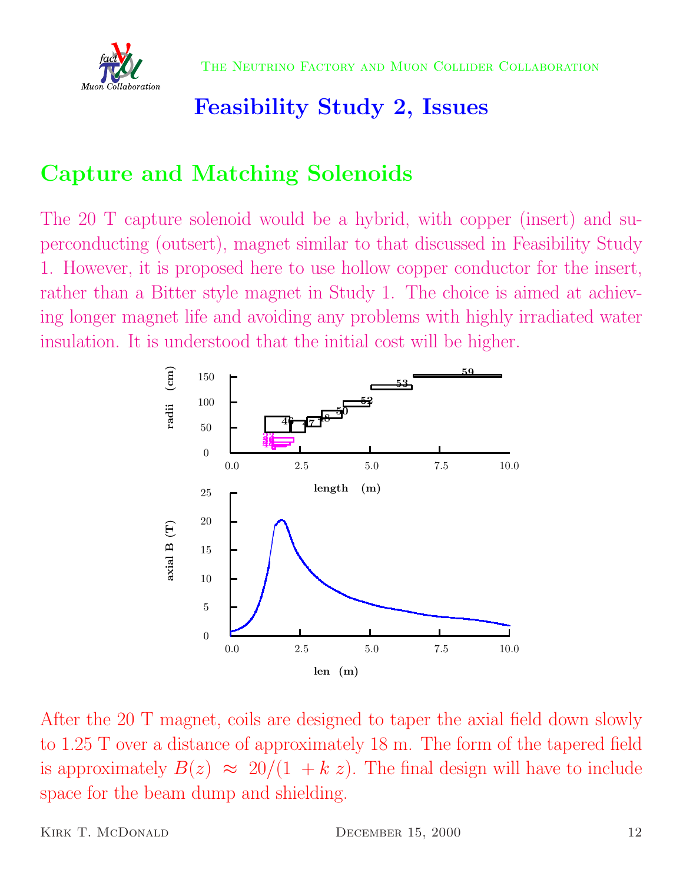## Feasibility Study 2, Issues

## Capture and Matching Solenoids

The 20 T capture solenoid would be a hybrid, with copper (insert) and superconducting (outsert), magnet similar to that discussed in Feasibility Study 1. However, it is proposed here to use hollow copper conductor for the insert, rather than a Bitter style magnet in Study 1. The choice is aimed at achieving longer magnet life and avoiding any problems with highly irradiated water insulation. It is understood that the initial cost will be higher.

After the 20 T magnet, coils are designed to taper the axial field down slowly to 1.25 T over a distance of approximately 18 m. The form of the tapered field is approximately $B(z) \approx 20/(1 + k\, z)$. The final design will have to include space for the beam dump and shielding.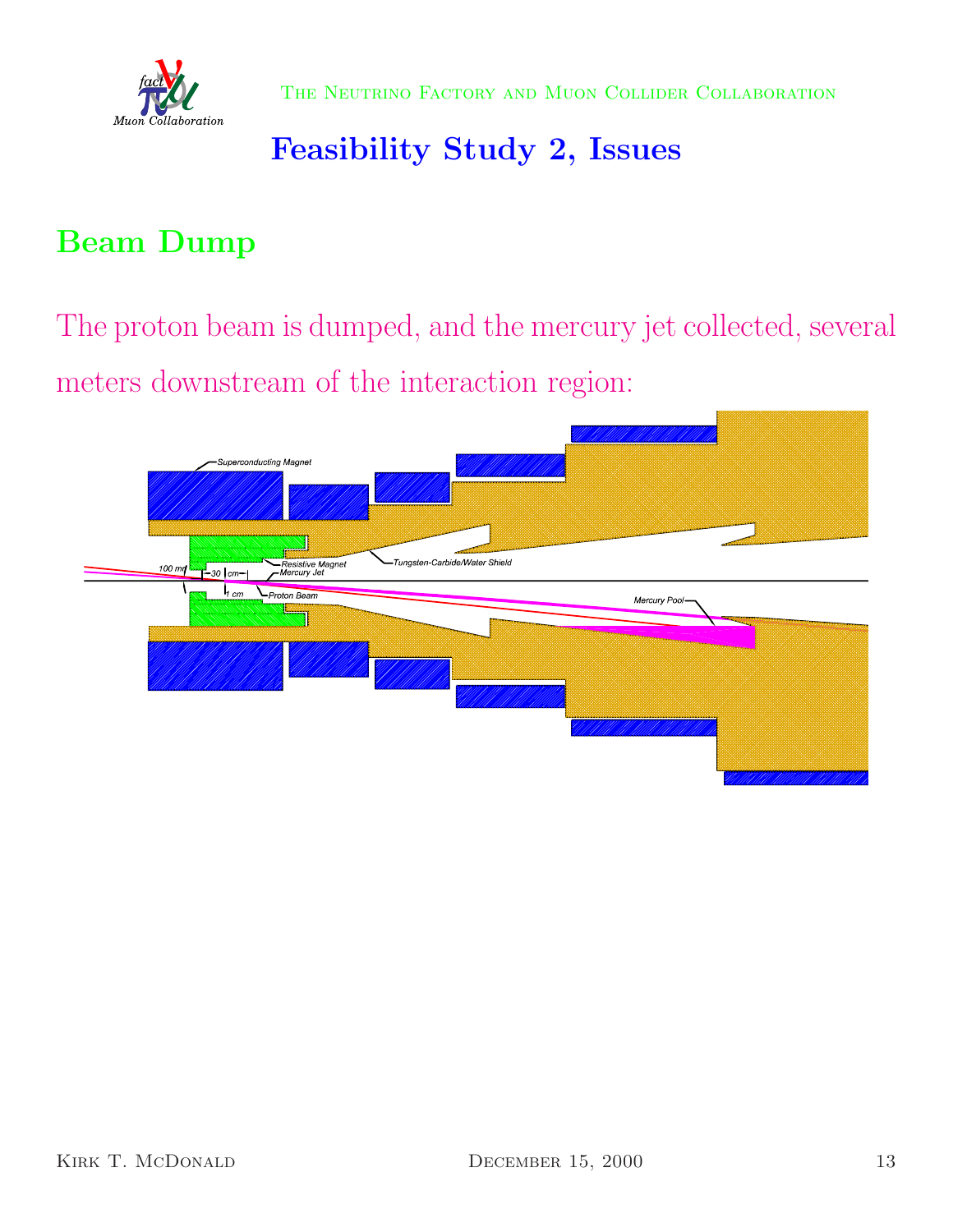# Feasibility Study 2, Issues

## Beam Dump

The proton beam is dumped, and the mercury jet collected, several meters downstream of the interaction region: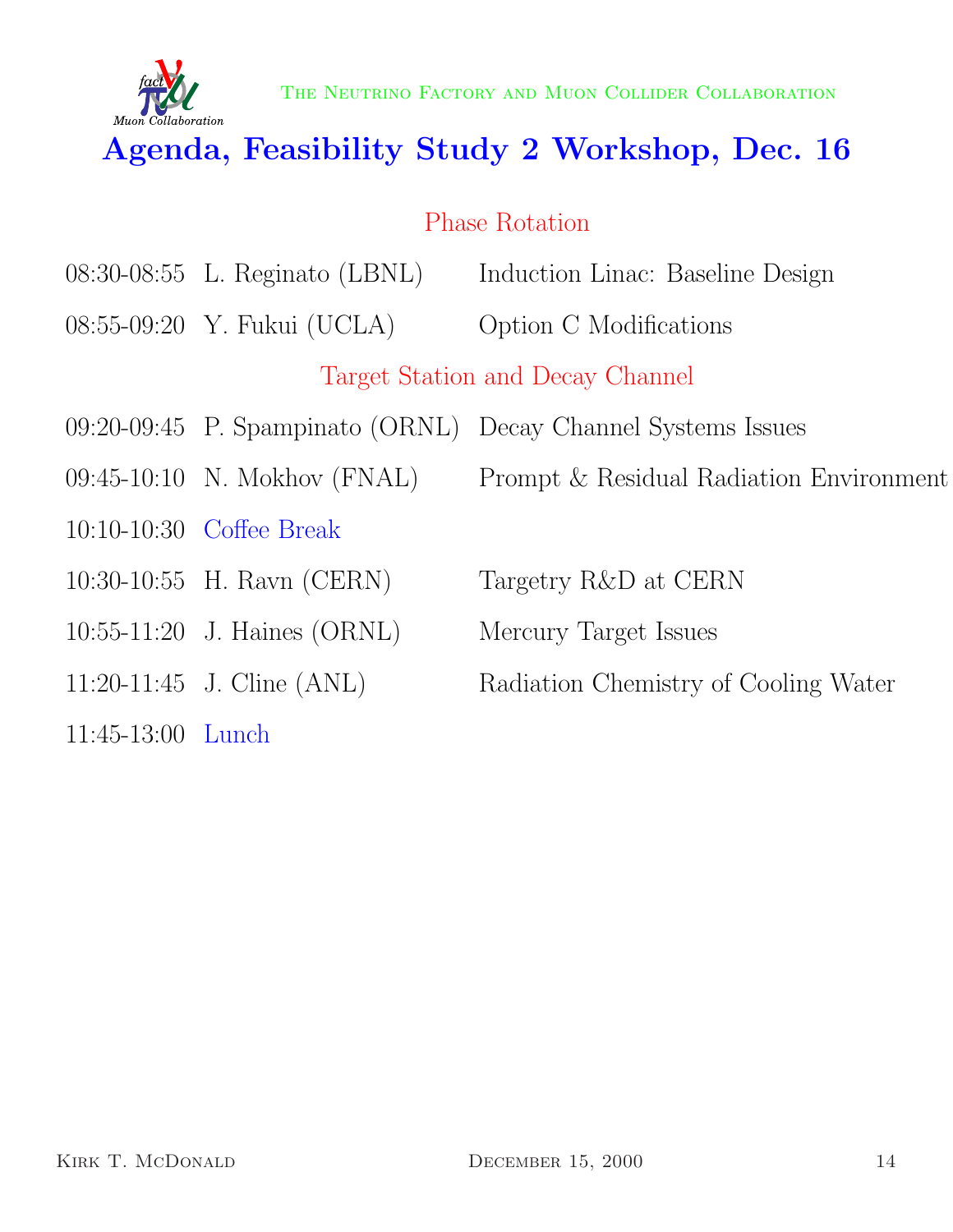The Neutrino Factory and Muon Collider Collaboration

# Agenda, Feasibility Study 2 Workshop, Dec. 16

## Phase Rotation

| | | |
|---|---|---|
| 08:30-08:55 | L. Reginato (LBNL) | Induction Linac: Baseline Design |
| 08:55-09:20 | Y. Fukui (UCLA) | Option C Modifications |

## Target Station and Decay Channel

| | | |
|---|---|---|
| 09:20-09:45 | P. Spampinato (ORNL) | Decay Channel Systems Issues |
| 09:45-10:10 | N. Mokhov (FNAL) | Prompt & Residual Radiation Environment |
| 10:10-10:30 | Coffee Break | |
| 10:30-10:55 | H. Ravn (CERN) | Targetry R&D at CERN |
| 10:55-11:20 | J. Haines (ORNL) | Mercury Target Issues |
| 11:20-11:45 | J. Cline (ANL) | Radiation Chemistry of Cooling Water |
| 11:45-13:00 | Lunch | |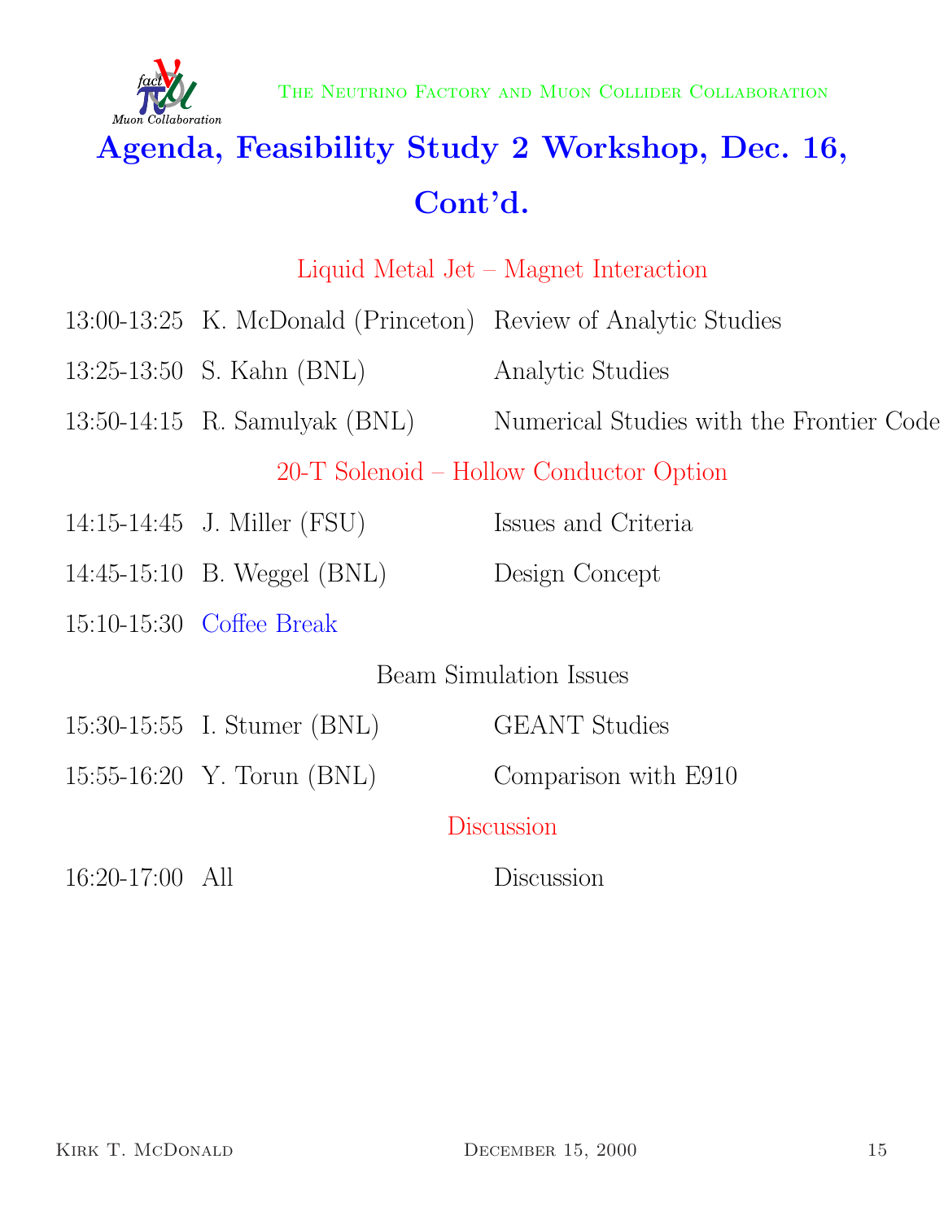# Agenda, Feasibility Study 2 Workshop, Dec. 16, Cont'd.

### Liquid Metal Jet – Magnet Interaction

| | | |
|---|---|---|
| 13:00-13:25 | K. McDonald (Princeton) | Review of Analytic Studies |
| 13:25-13:50 | S. Kahn (BNL) | Analytic Studies |
| 13:50-14:15 | R. Samulyak (BNL) | Numerical Studies with the Frontier Code |

### 20-T Solenoid – Hollow Conductor Option

| | | |
|---|---|---|
| 14:15-14:45 | J. Miller (FSU) | Issues and Criteria |
| 14:45-15:10 | B. Weggel (BNL) | Design Concept |
| 15:10-15:30 | Coffee Break | |

### Beam Simulation Issues

| | | |
|---|---|---|
| 15:30-15:55 | I. Stumer (BNL) | GEANT Studies |
| 15:55-16:20 | Y. Torun (BNL) | Comparison with E910 |

### Discussion

| | | |
|---|---|---|
| 16:20-17:00 | All | Discussion |